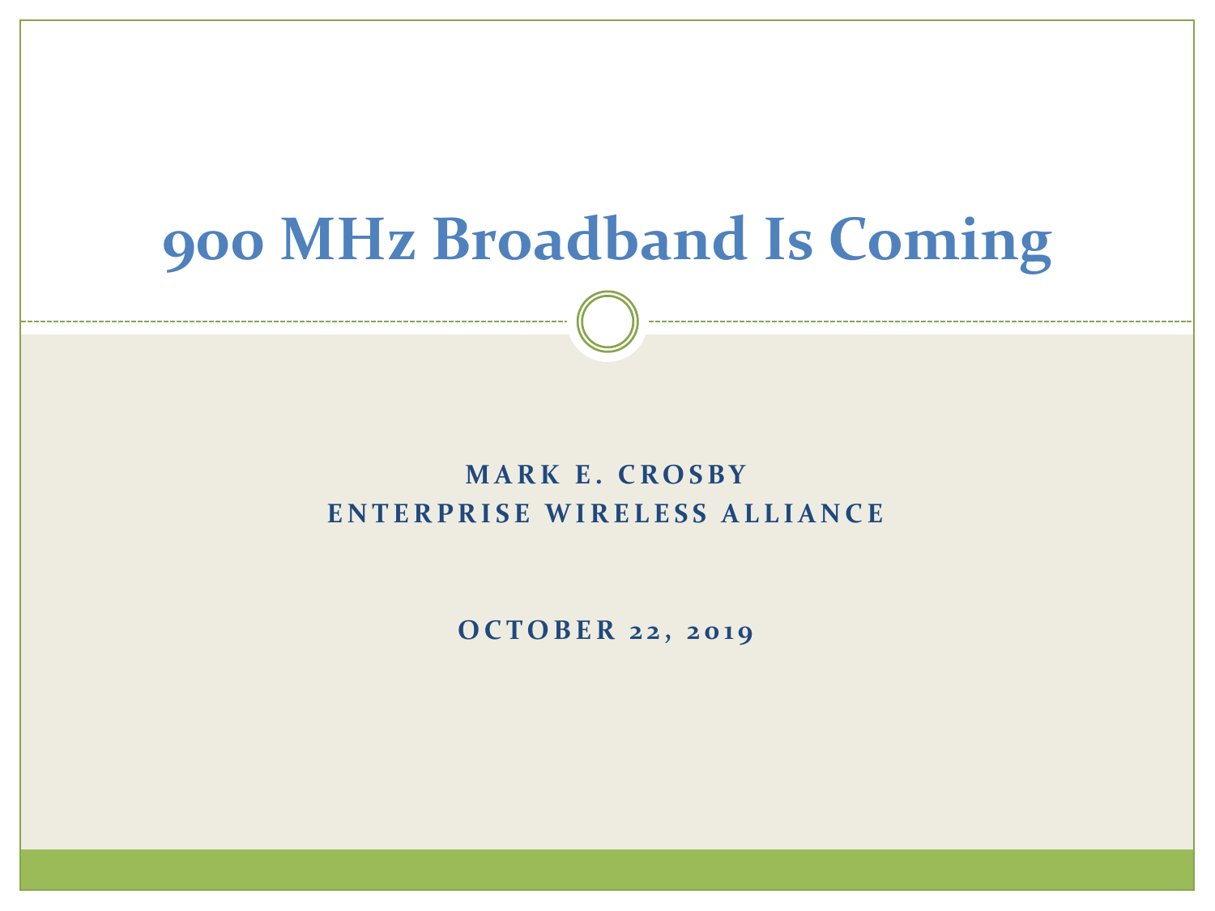# 900 MHz Broadband Is Coming

**MARK E. CROSBY**
**ENTERPRISE WIRELESS ALLIANCE**

**OCTOBER 22, 2019**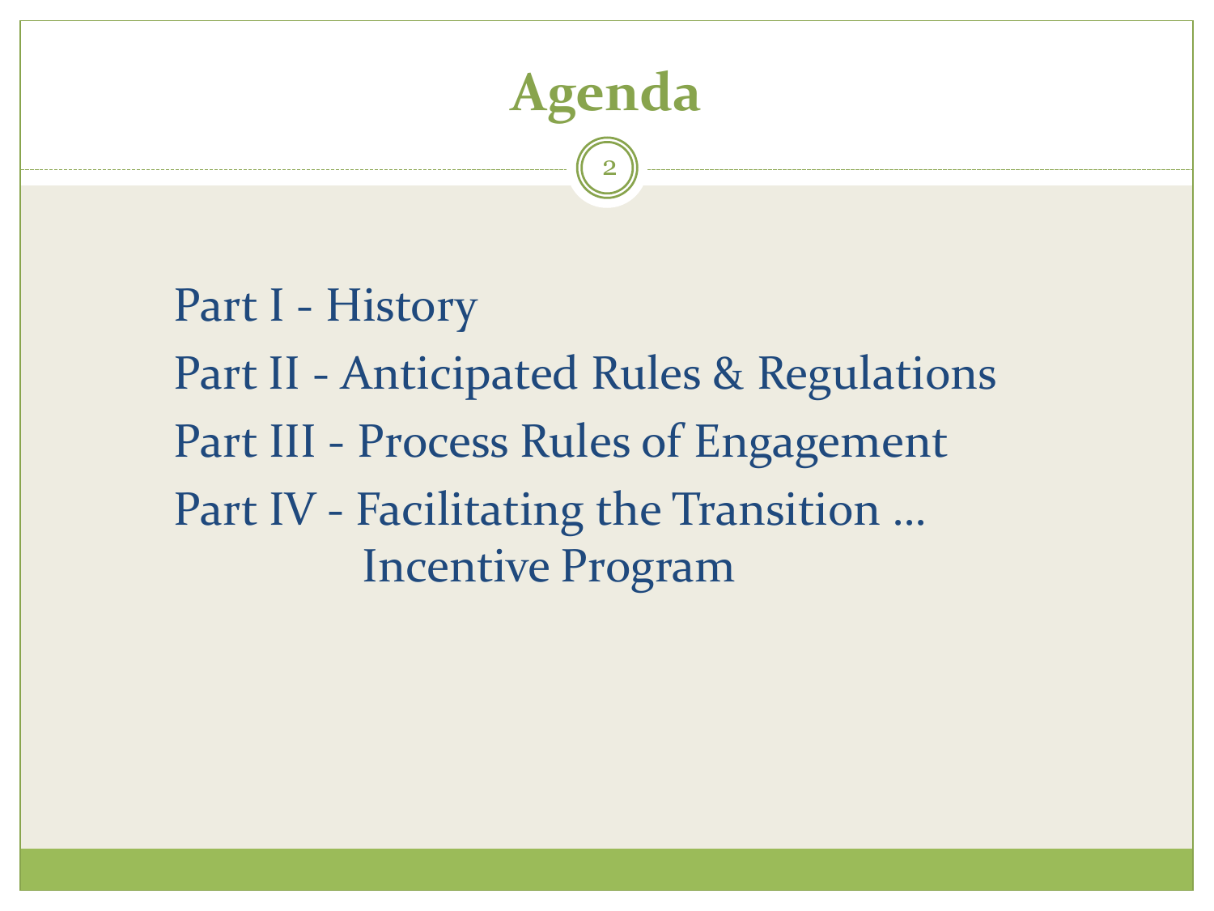# Agenda

Part I - History

Part II - Anticipated Rules & Regulations

Part III - Process Rules of Engagement

Part IV - Facilitating the Transition … Incentive Program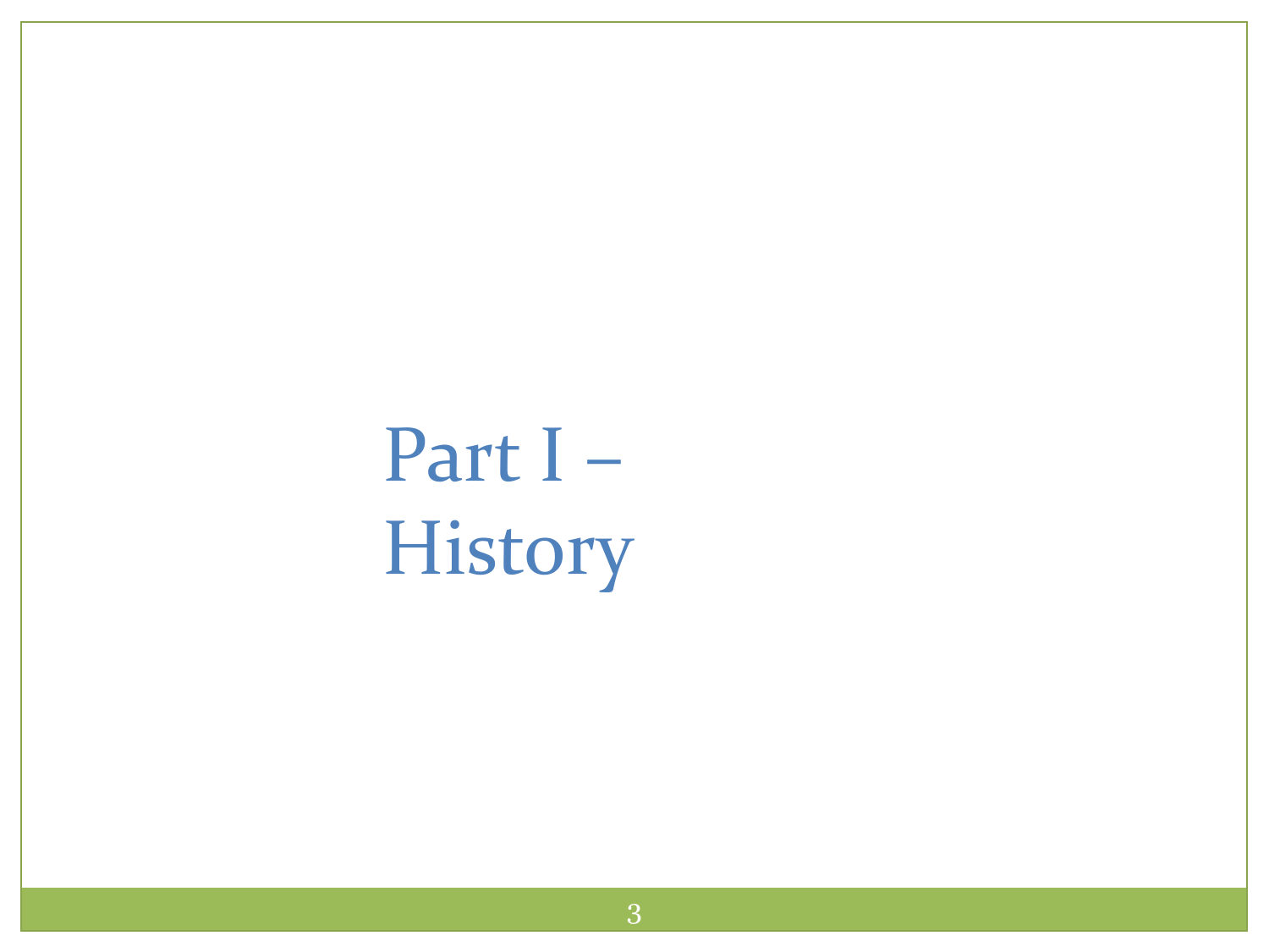# Part I – History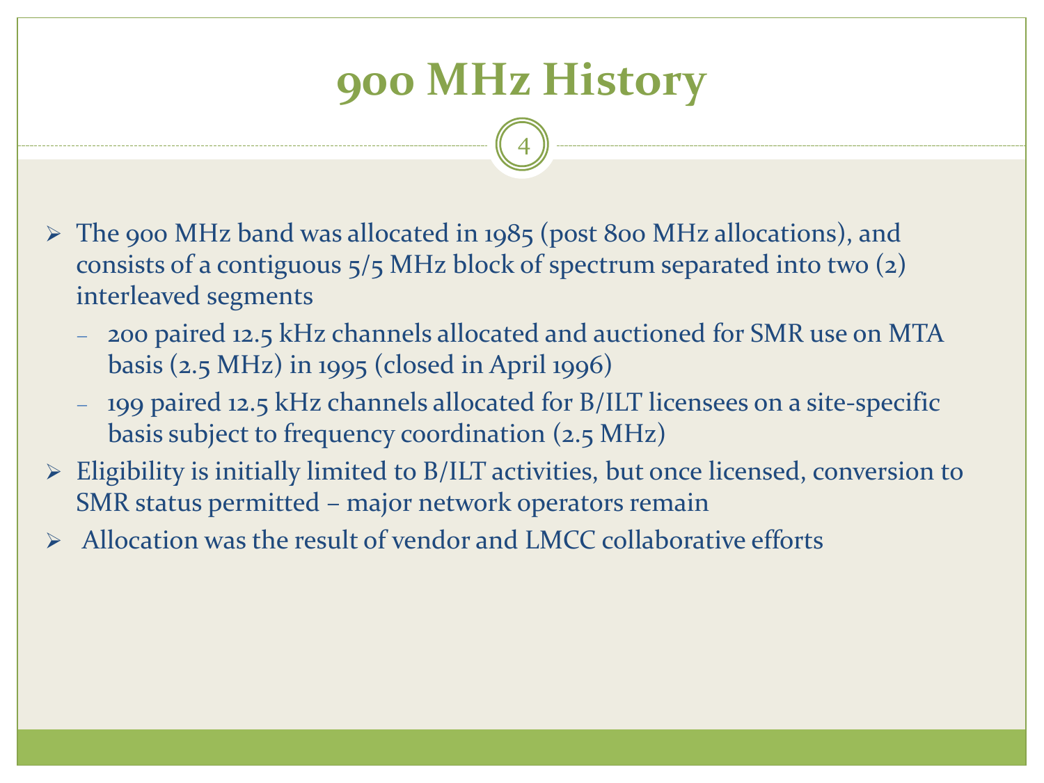# 900 MHz History

- The 900 MHz band was allocated in 1985 (post 800 MHz allocations), and consists of a contiguous 5/5 MHz block of spectrum separated into two (2) interleaved segments
  - 200 paired 12.5 kHz channels allocated and auctioned for SMR use on MTA basis (2.5 MHz) in 1995 (closed in April 1996)
  - 199 paired 12.5 kHz channels allocated for B/ILT licensees on a site-specific basis subject to frequency coordination (2.5 MHz)
- Eligibility is initially limited to B/ILT activities, but once licensed, conversion to SMR status permitted – major network operators remain
- Allocation was the result of vendor and LMCC collaborative efforts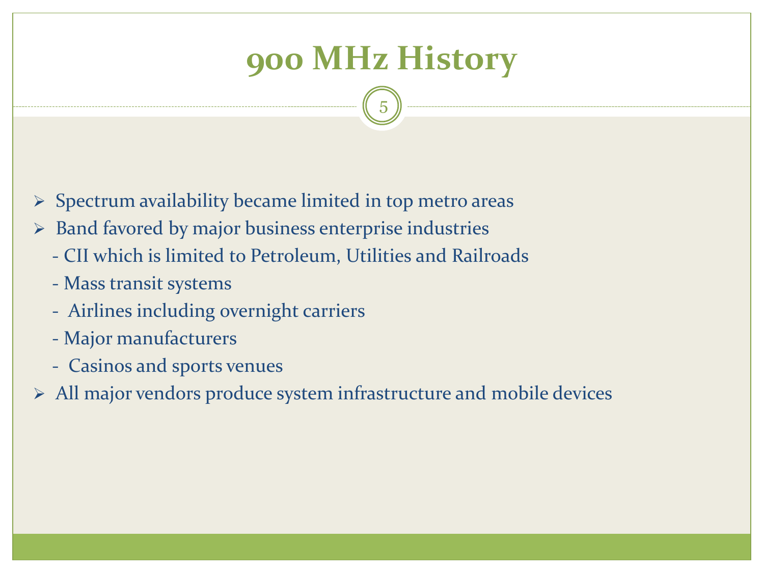# 900 MHz History

- Spectrum availability became limited in top metro areas
- Band favored by major business enterprise industries
  - CII which is limited to Petroleum, Utilities and Railroads
  - Mass transit systems
  - Airlines including overnight carriers
  - Major manufacturers
  - Casinos and sports venues
- All major vendors produce system infrastructure and mobile devices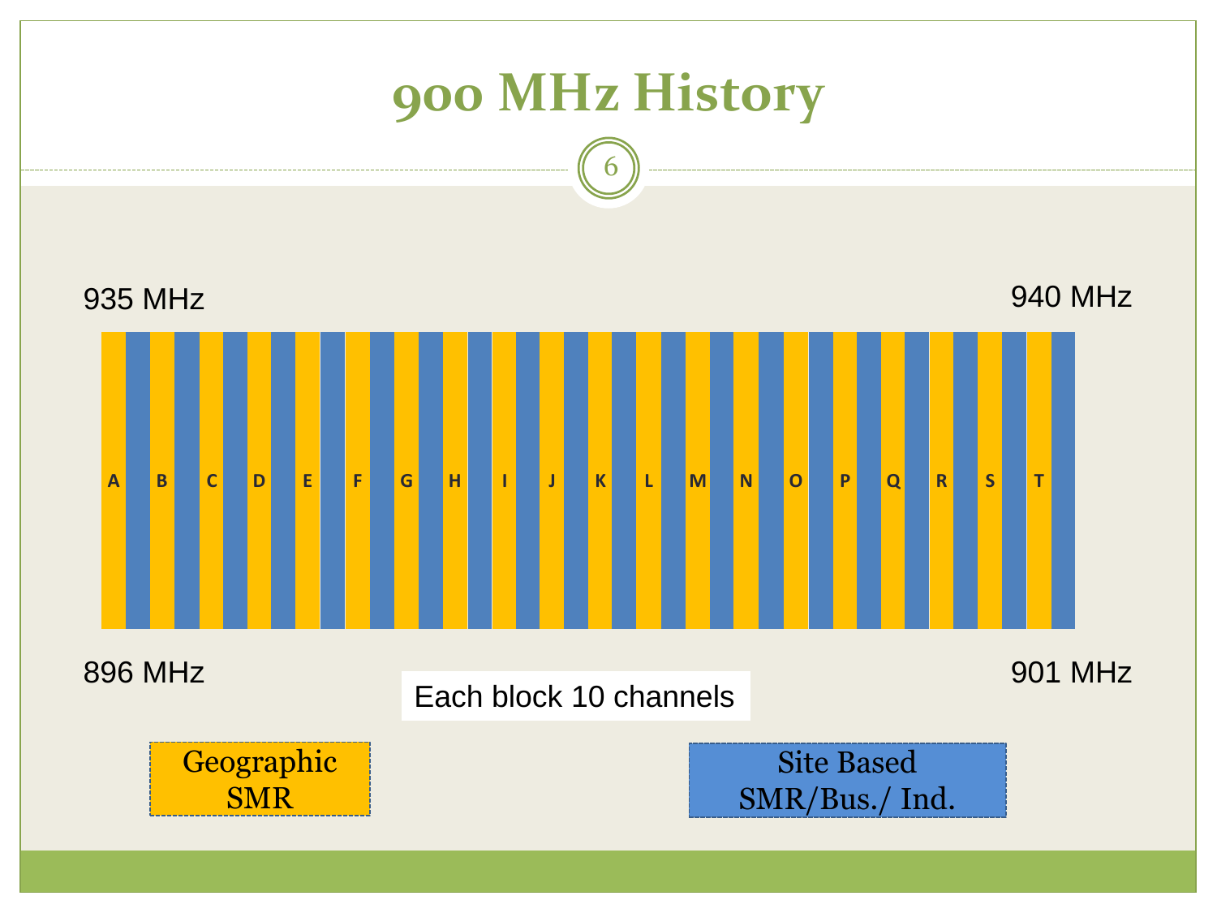# 900 MHz History

935 MHz

940 MHz

A B C D E F G H I J K L M N O P Q R S T

896 MHz

901 MHz

Each block 10 channels

Geographic SMR

Site Based SMR/Bus./ Ind.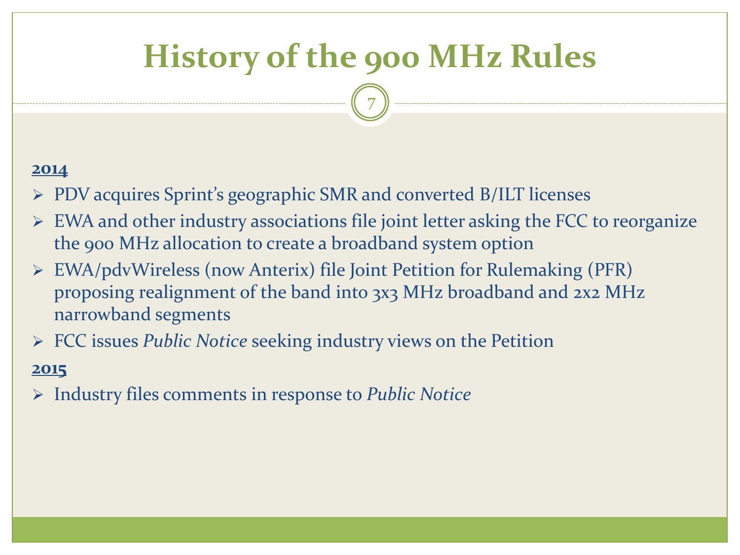# History of the 900 MHz Rules

**2014**

- PDV acquires Sprint's geographic SMR and converted B/ILT licenses
- EWA and other industry associations file joint letter asking the FCC to reorganize the 900 MHz allocation to create a broadband system option
- EWA/pdvWireless (now Anterix) file Joint Petition for Rulemaking (PFR) proposing realignment of the band into 3x3 MHz broadband and 2x2 MHz narrowband segments
- FCC issues *Public Notice* seeking industry views on the Petition

**2015**

- Industry files comments in response to *Public Notice*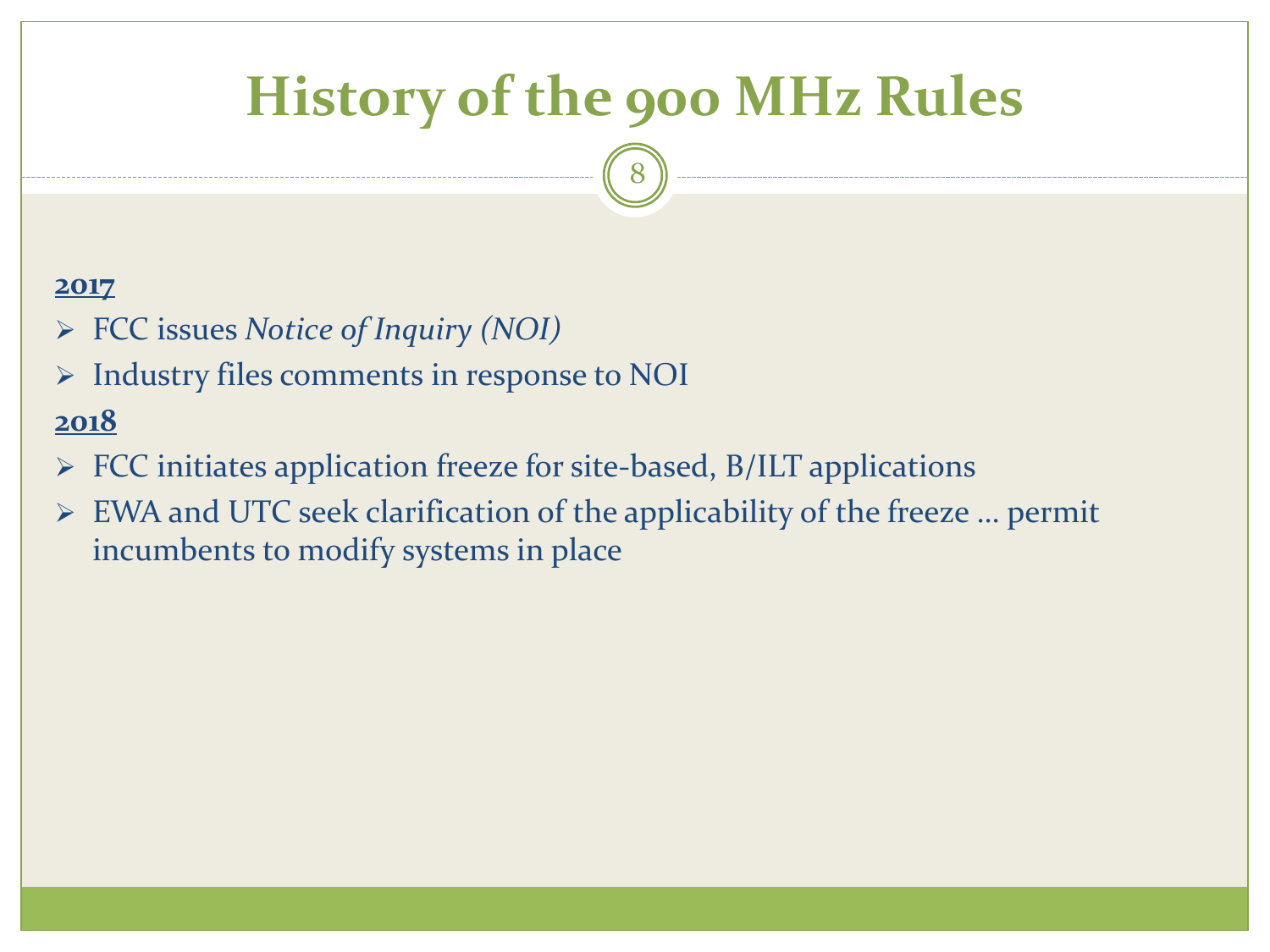# History of the 900 MHz Rules

**2017**

- FCC issues *Notice of Inquiry (NOI)*
- Industry files comments in response to NOI

**2018**

- FCC initiates application freeze for site-based, B/ILT applications
- EWA and UTC seek clarification of the applicability of the freeze … permit incumbents to modify systems in place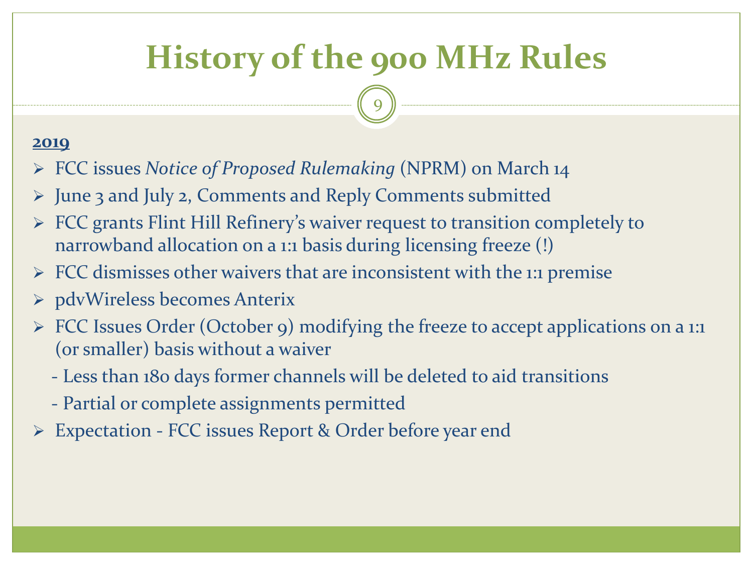# History of the 900 MHz Rules

**2019**

- FCC issues *Notice of Proposed Rulemaking* (NPRM) on March 14
- June 3 and July 2, Comments and Reply Comments submitted
- FCC grants Flint Hill Refinery's waiver request to transition completely to narrowband allocation on a 1:1 basis during licensing freeze (!)
- FCC dismisses other waivers that are inconsistent with the 1:1 premise
- pdvWireless becomes Anterix
- FCC Issues Order (October 9) modifying the freeze to accept applications on a 1:1 (or smaller) basis without a waiver
  - Less than 180 days former channels will be deleted to aid transitions
  - Partial or complete assignments permitted
- Expectation - FCC issues Report & Order before year end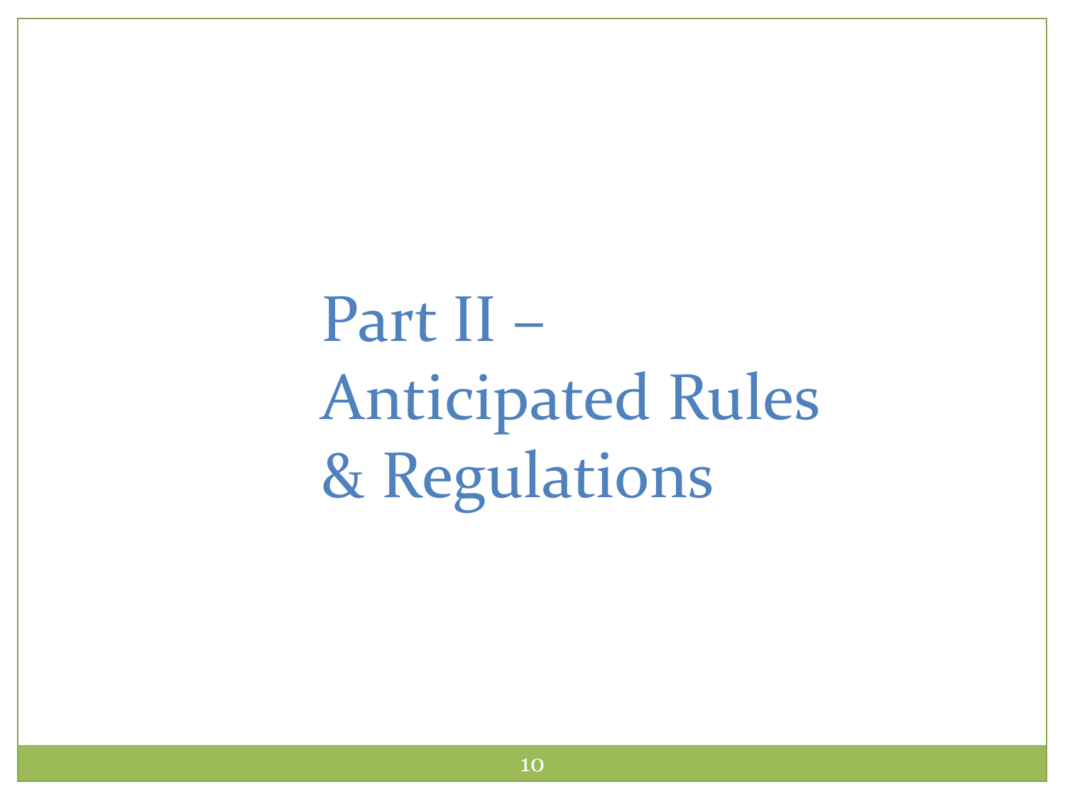# Part II – Anticipated Rules & Regulations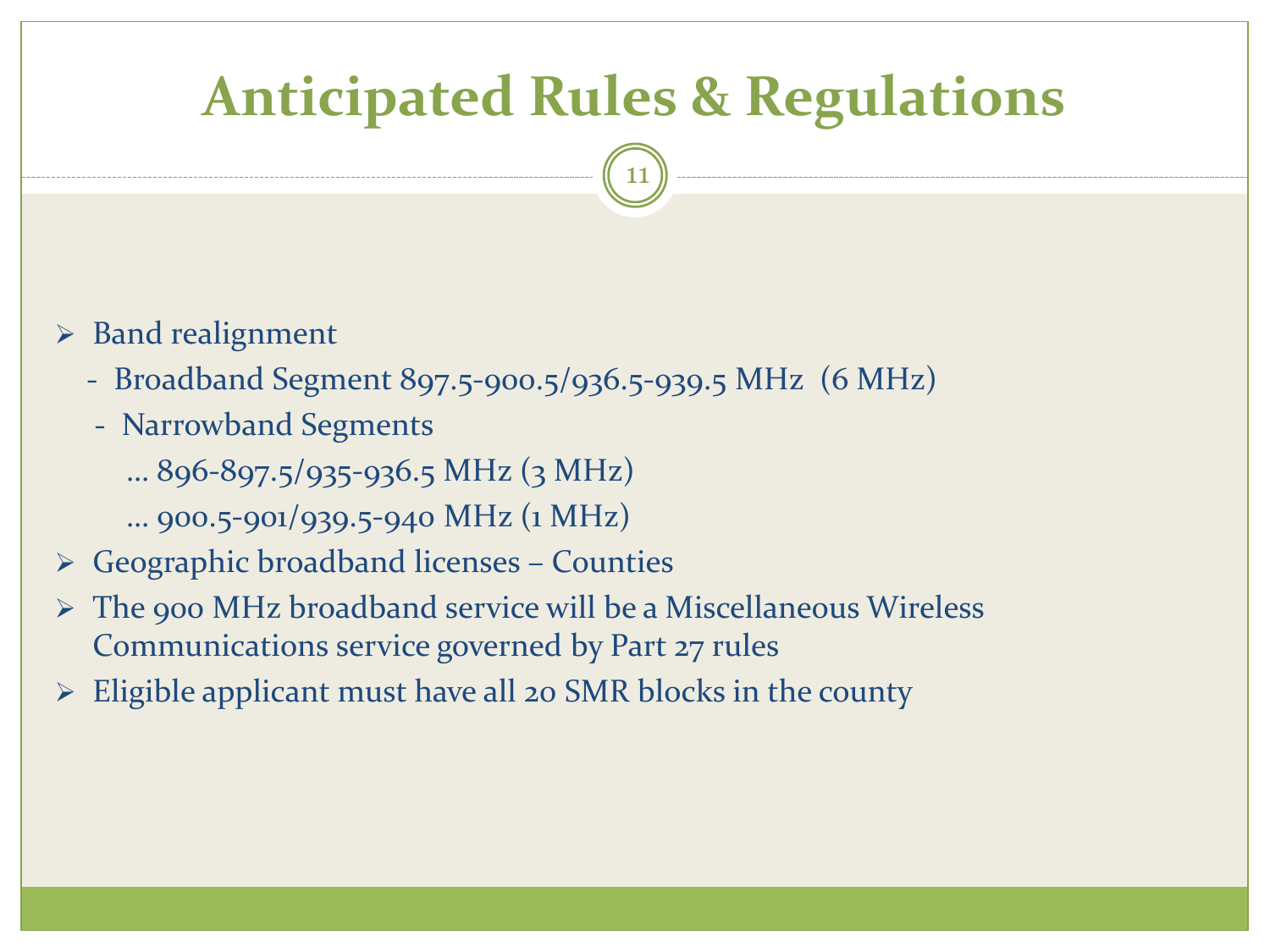# Anticipated Rules & Regulations

- Band realignment
  - Broadband Segment 897.5-900.5/936.5-939.5 MHz (6 MHz)
  - Narrowband Segments
    - … 896-897.5/935-936.5 MHz (3 MHz)
    - … 900.5-901/939.5-940 MHz (1 MHz)
- Geographic broadband licenses – Counties
- The 900 MHz broadband service will be a Miscellaneous Wireless Communications service governed by Part 27 rules
- Eligible applicant must have all 20 SMR blocks in the county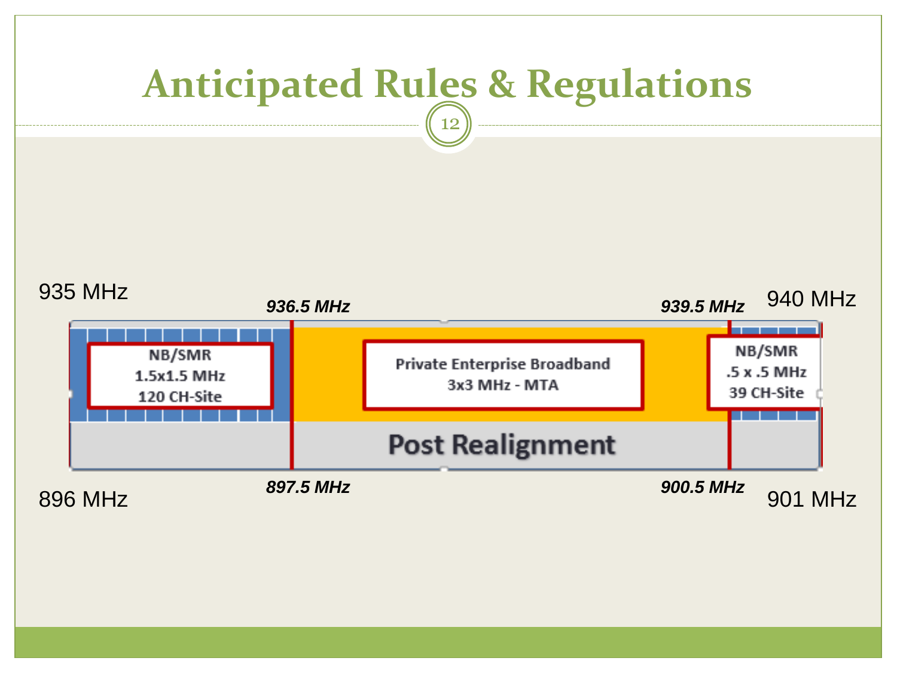# Anticipated Rules & Regulations

935 MHz | *936.5 MHz* | *939.5 MHz* | 940 MHz

| NB/SMR<br>1.5x1.5 MHz<br>120 CH-Site | Private Enterprise Broadband<br>3x3 MHz - MTA | NB/SMR<br>.5 x .5 MHz<br>39 CH-Site |
| --- | --- | --- |
| | Post Realignment | |

896 MHz | *897.5 MHz* | *900.5 MHz* | 901 MHz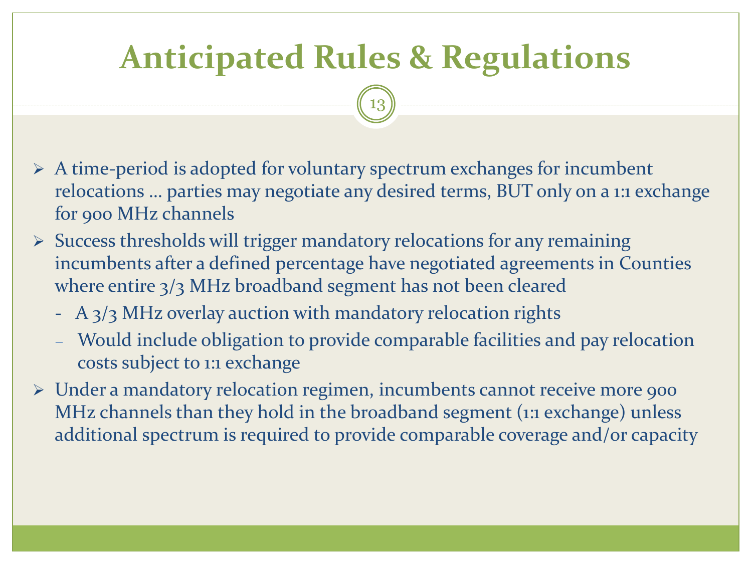# Anticipated Rules & Regulations

- A time-period is adopted for voluntary spectrum exchanges for incumbent relocations … parties may negotiate any desired terms, BUT only on a 1:1 exchange for 900 MHz channels
- Success thresholds will trigger mandatory relocations for any remaining incumbents after a defined percentage have negotiated agreements in Counties where entire 3/3 MHz broadband segment has not been cleared
  - A 3/3 MHz overlay auction with mandatory relocation rights
  - Would include obligation to provide comparable facilities and pay relocation costs subject to 1:1 exchange
- Under a mandatory relocation regimen, incumbents cannot receive more 900 MHz channels than they hold in the broadband segment (1:1 exchange) unless additional spectrum is required to provide comparable coverage and/or capacity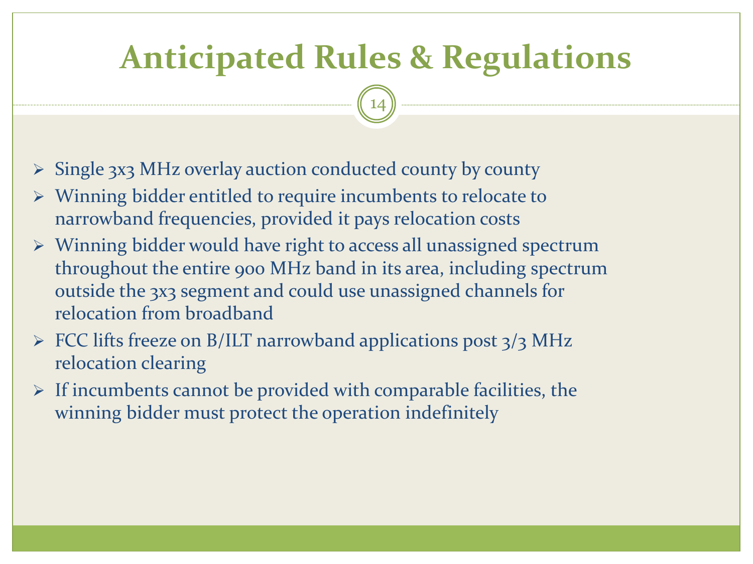# Anticipated Rules & Regulations

- Single 3x3 MHz overlay auction conducted county by county
- Winning bidder entitled to require incumbents to relocate to narrowband frequencies, provided it pays relocation costs
- Winning bidder would have right to access all unassigned spectrum throughout the entire 900 MHz band in its area, including spectrum outside the 3x3 segment and could use unassigned channels for relocation from broadband
- FCC lifts freeze on B/ILT narrowband applications post 3/3 MHz relocation clearing
- If incumbents cannot be provided with comparable facilities, the winning bidder must protect the operation indefinitely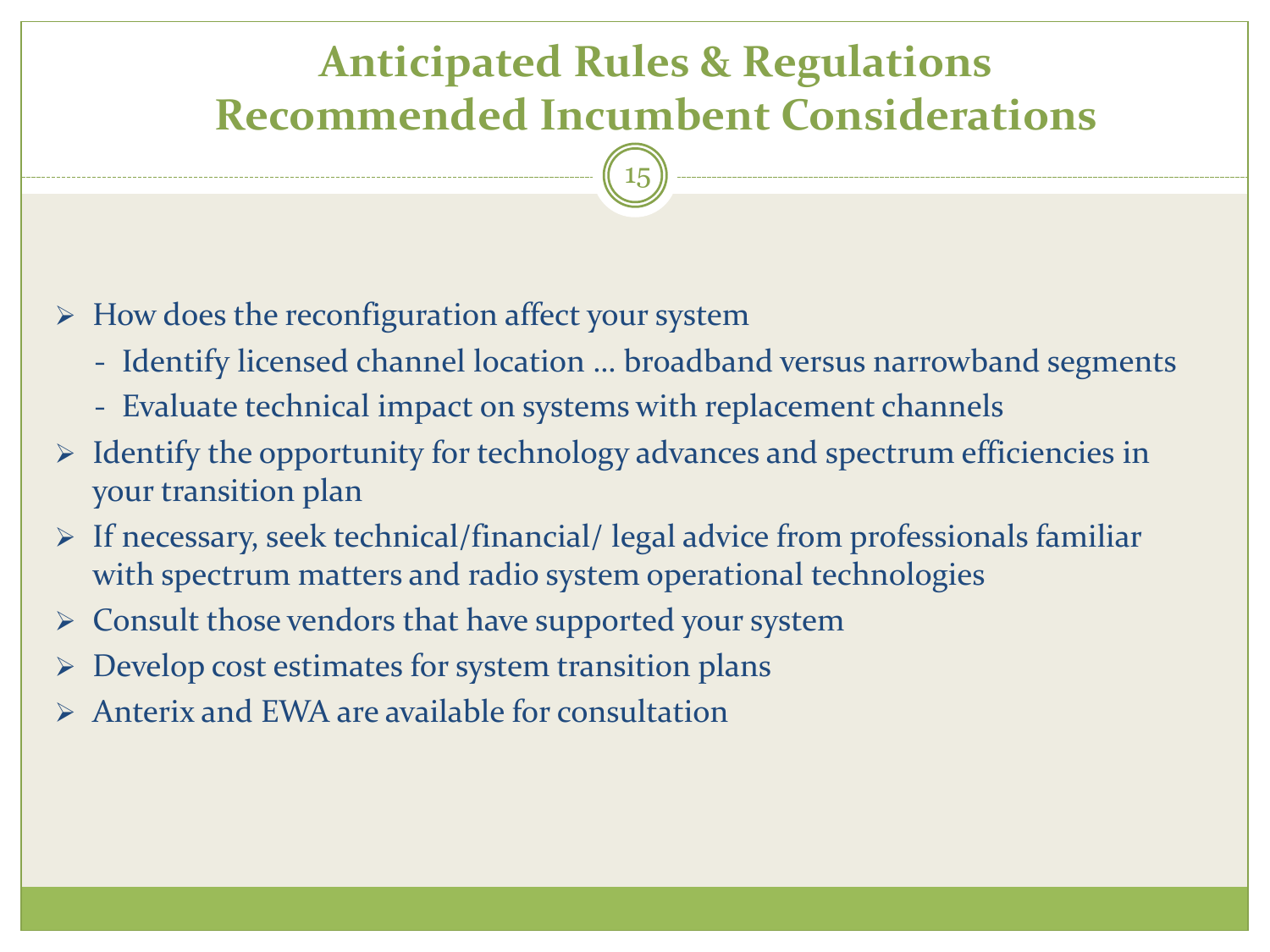# Anticipated Rules & Regulations
# Recommended Incumbent Considerations

- How does the reconfiguration affect your system
  - Identify licensed channel location … broadband versus narrowband segments
  - Evaluate technical impact on systems with replacement channels
- Identify the opportunity for technology advances and spectrum efficiencies in your transition plan
- If necessary, seek technical/financial/ legal advice from professionals familiar with spectrum matters and radio system operational technologies
- Consult those vendors that have supported your system
- Develop cost estimates for system transition plans
- Anterix and EWA are available for consultation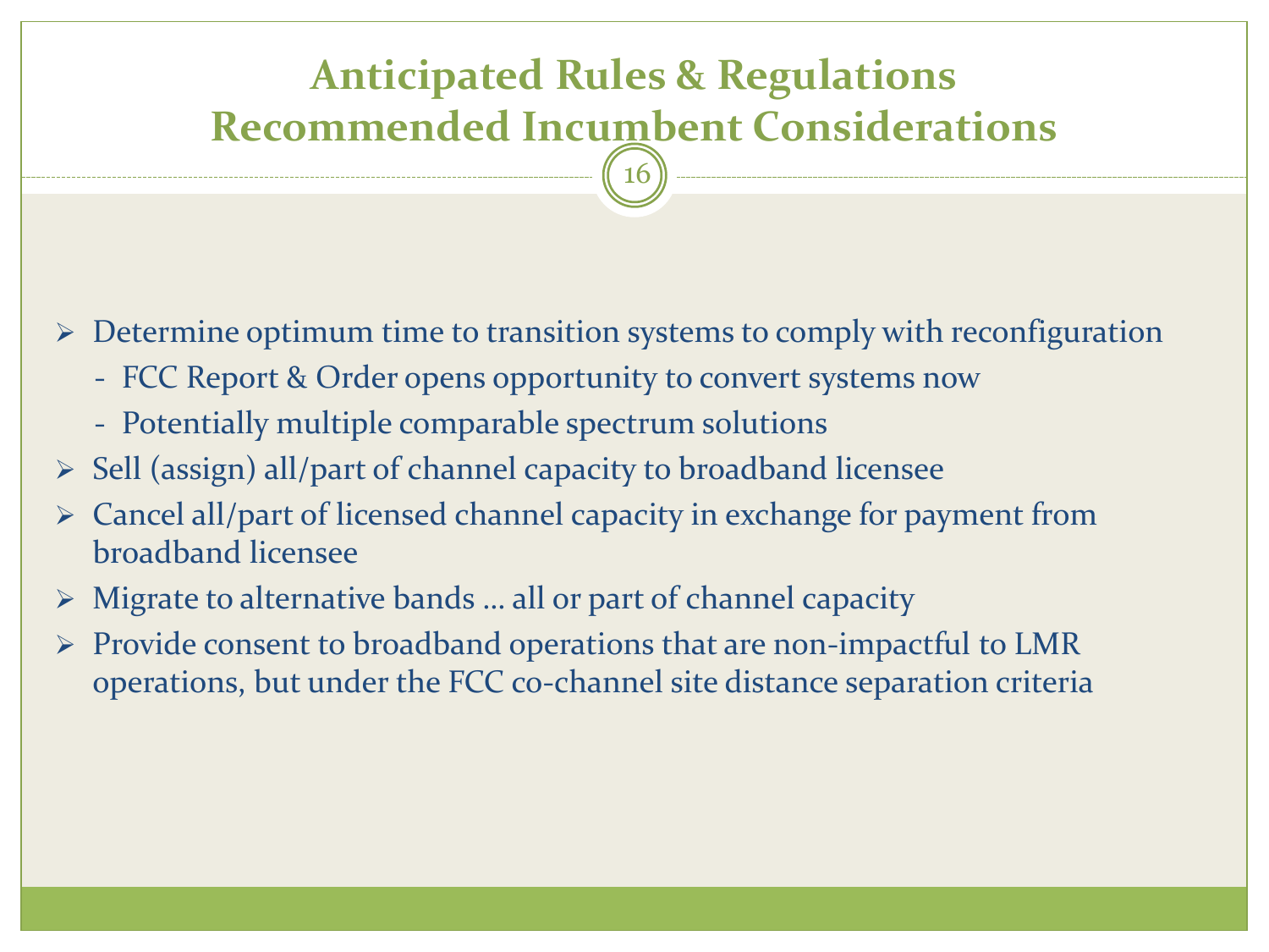# Anticipated Rules & Regulations Recommended Incumbent Considerations

- Determine optimum time to transition systems to comply with reconfiguration
  - FCC Report & Order opens opportunity to convert systems now
  - Potentially multiple comparable spectrum solutions
- Sell (assign) all/part of channel capacity to broadband licensee
- Cancel all/part of licensed channel capacity in exchange for payment from broadband licensee
- Migrate to alternative bands … all or part of channel capacity
- Provide consent to broadband operations that are non-impactful to LMR operations, but under the FCC co-channel site distance separation criteria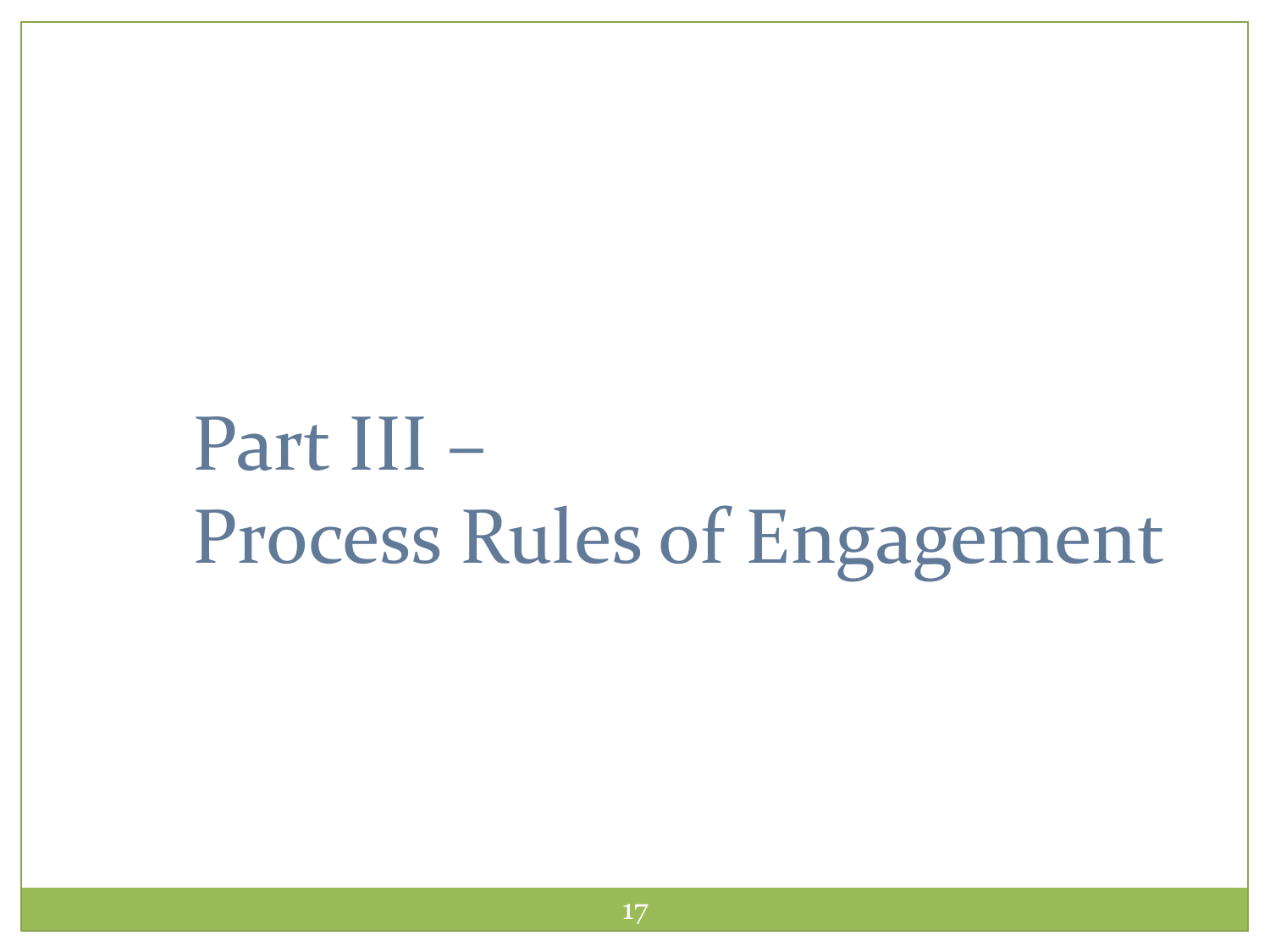# Part III – Process Rules of Engagement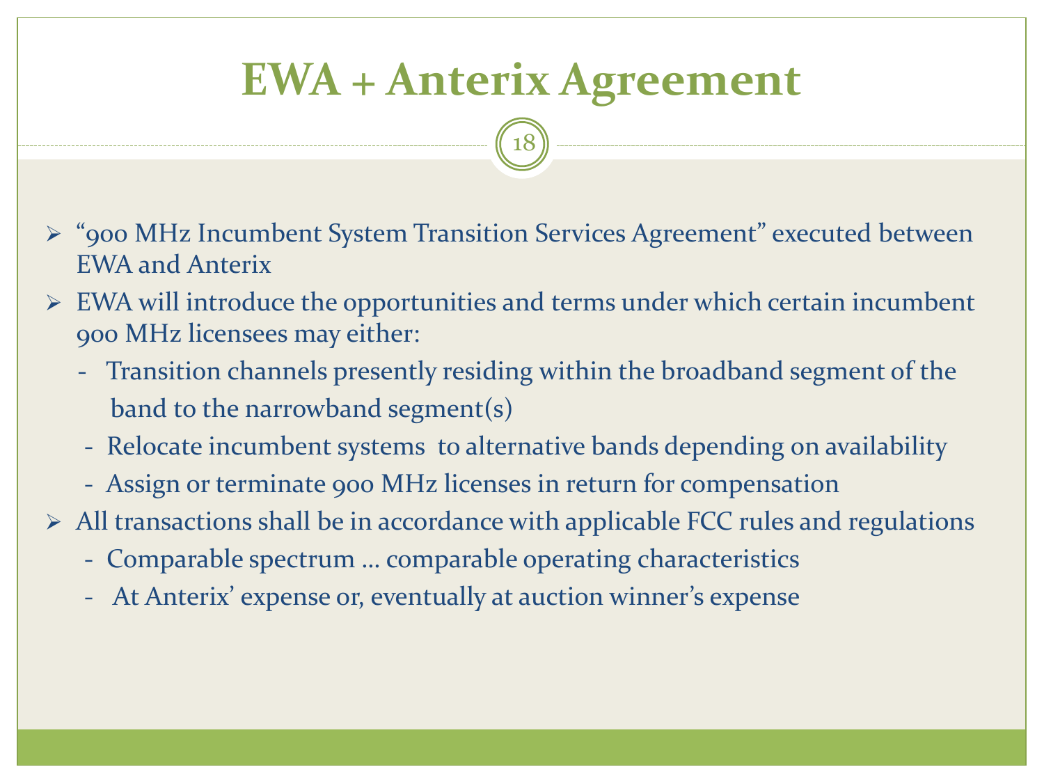# EWA + Anterix Agreement

- "900 MHz Incumbent System Transition Services Agreement" executed between EWA and Anterix
- EWA will introduce the opportunities and terms under which certain incumbent 900 MHz licensees may either:
  - Transition channels presently residing within the broadband segment of the band to the narrowband segment(s)
  - Relocate incumbent systems to alternative bands depending on availability
  - Assign or terminate 900 MHz licenses in return for compensation
- All transactions shall be in accordance with applicable FCC rules and regulations
  - Comparable spectrum … comparable operating characteristics
  - At Anterix' expense or, eventually at auction winner's expense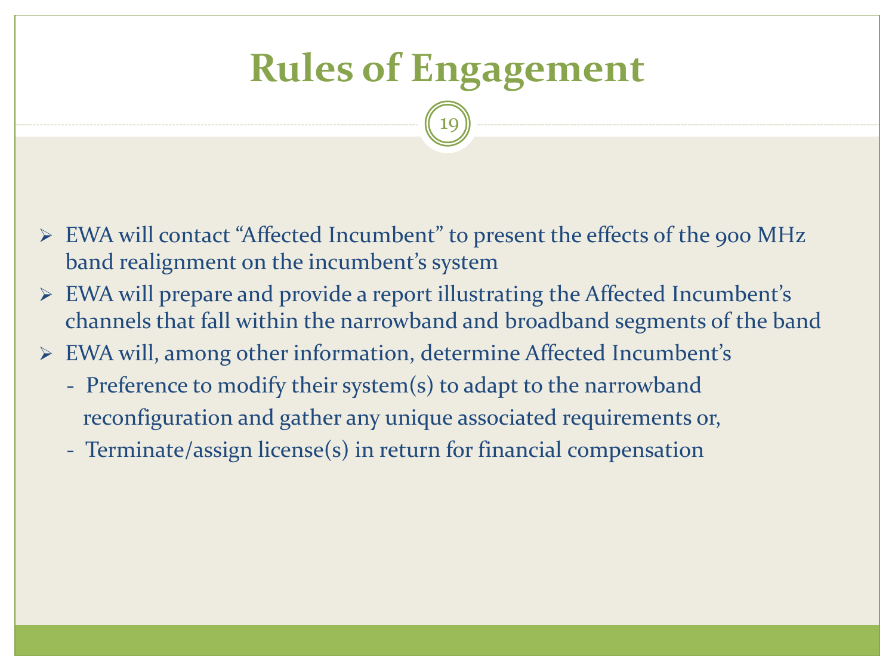# Rules of Engagement

- EWA will contact "Affected Incumbent" to present the effects of the 900 MHz band realignment on the incumbent's system
- EWA will prepare and provide a report illustrating the Affected Incumbent's channels that fall within the narrowband and broadband segments of the band
- EWA will, among other information, determine Affected Incumbent's
  - Preference to modify their system(s) to adapt to the narrowband reconfiguration and gather any unique associated requirements or,
  - Terminate/assign license(s) in return for financial compensation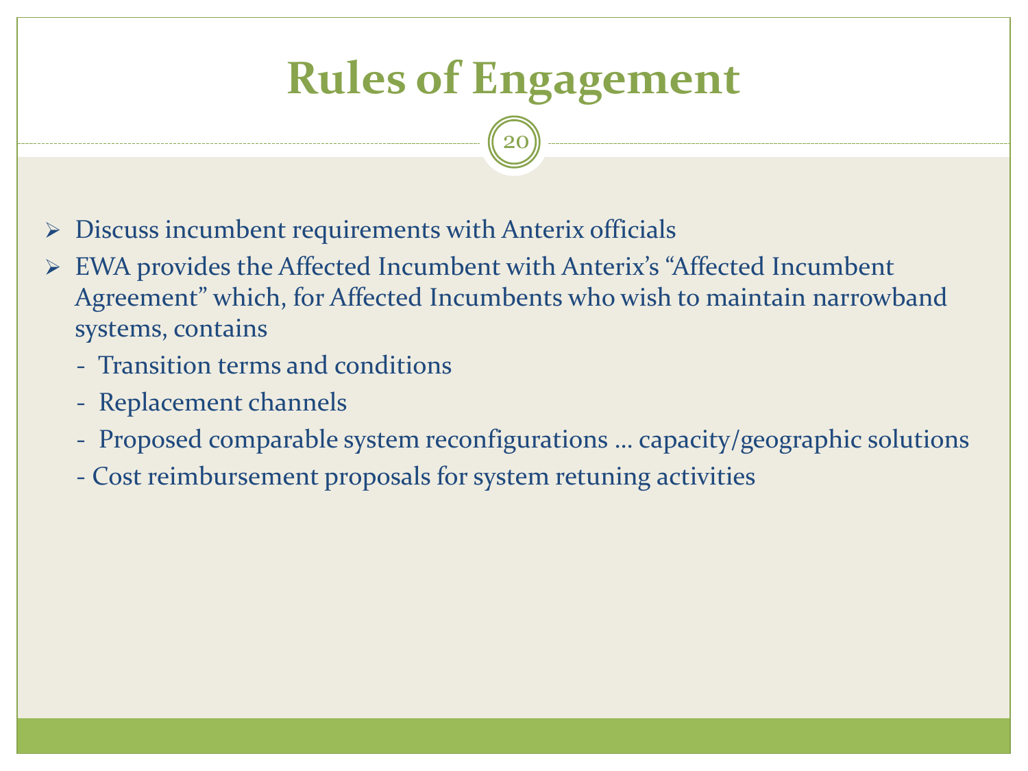# Rules of Engagement

- Discuss incumbent requirements with Anterix officials
- EWA provides the Affected Incumbent with Anterix's "Affected Incumbent Agreement" which, for Affected Incumbents who wish to maintain narrowband systems, contains
  - Transition terms and conditions
  - Replacement channels
  - Proposed comparable system reconfigurations … capacity/geographic solutions
  - Cost reimbursement proposals for system retuning activities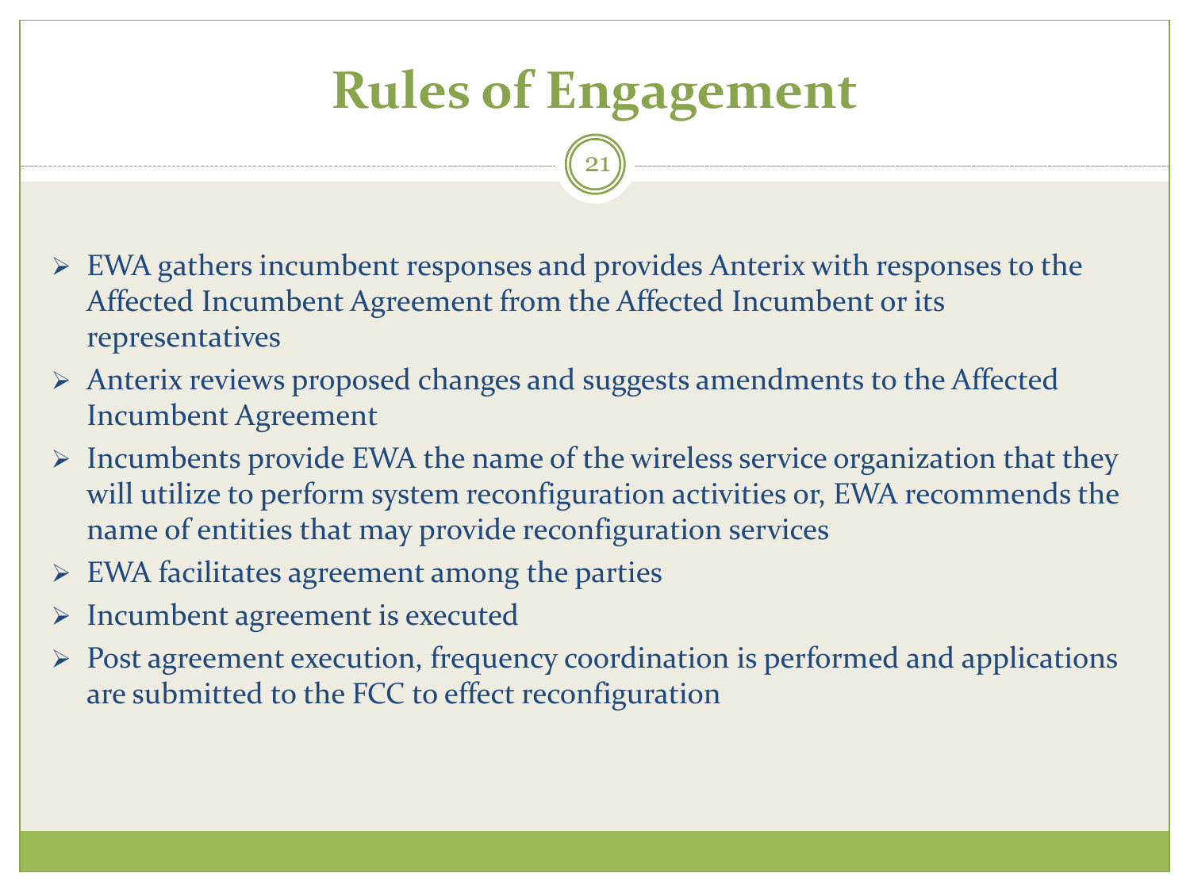# Rules of Engagement

- EWA gathers incumbent responses and provides Anterix with responses to the Affected Incumbent Agreement from the Affected Incumbent or its representatives
- Anterix reviews proposed changes and suggests amendments to the Affected Incumbent Agreement
- Incumbents provide EWA the name of the wireless service organization that they will utilize to perform system reconfiguration activities or, EWA recommends the name of entities that may provide reconfiguration services
- EWA facilitates agreement among the parties
- Incumbent agreement is executed
- Post agreement execution, frequency coordination is performed and applications are submitted to the FCC to effect reconfiguration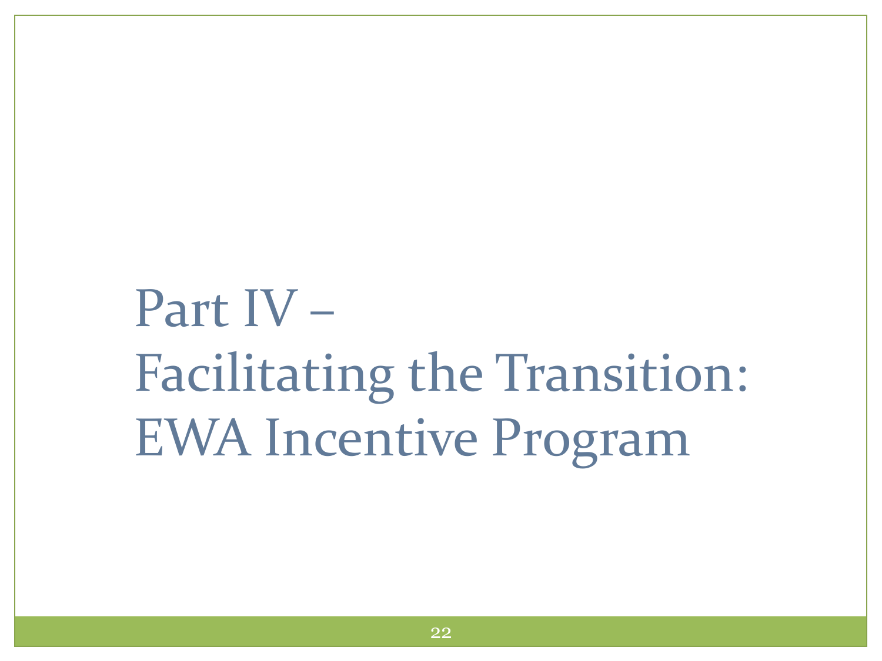# Part IV – Facilitating the Transition: EWA Incentive Program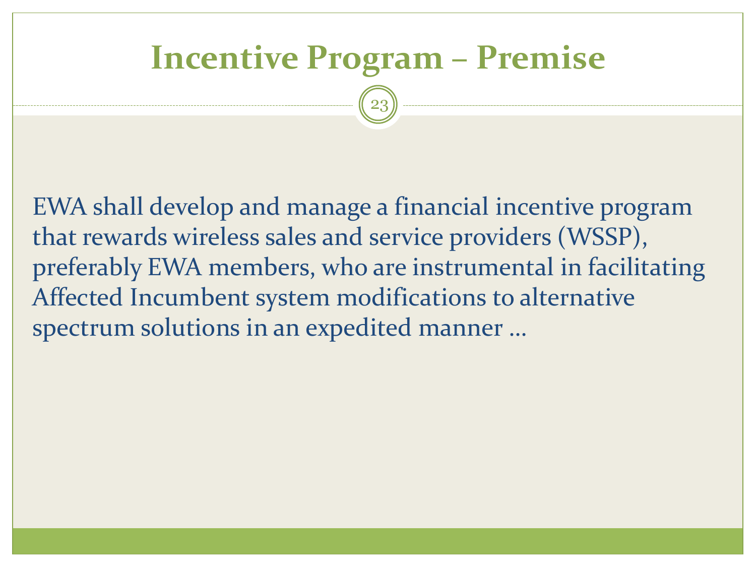# Incentive Program – Premise

EWA shall develop and manage a financial incentive program that rewards wireless sales and service providers (WSSP), preferably EWA members, who are instrumental in facilitating Affected Incumbent system modifications to alternative spectrum solutions in an expedited manner …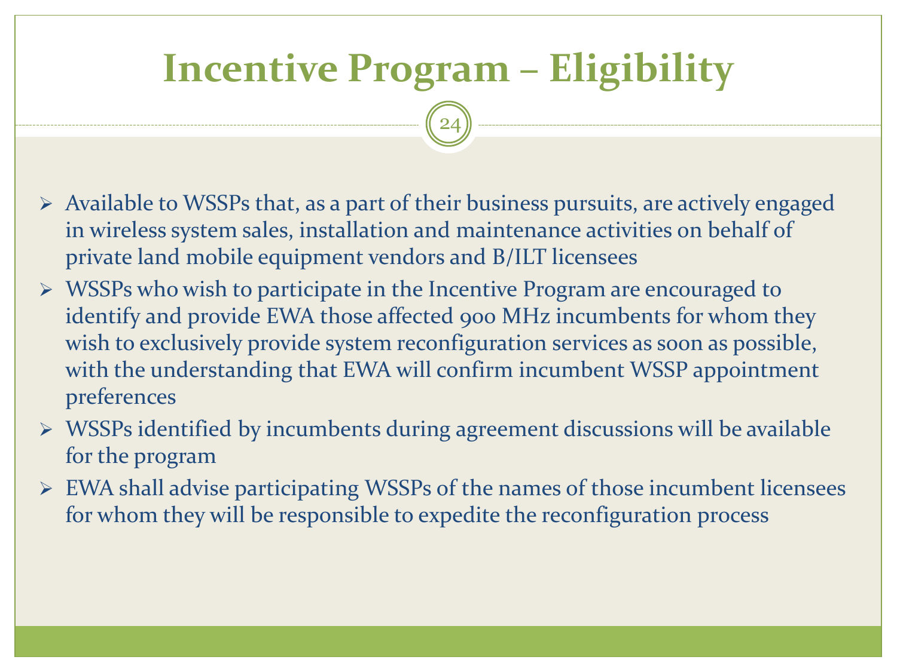# Incentive Program – Eligibility

- Available to WSSPs that, as a part of their business pursuits, are actively engaged in wireless system sales, installation and maintenance activities on behalf of private land mobile equipment vendors and B/ILT licensees
- WSSPs who wish to participate in the Incentive Program are encouraged to identify and provide EWA those affected 900 MHz incumbents for whom they wish to exclusively provide system reconfiguration services as soon as possible, with the understanding that EWA will confirm incumbent WSSP appointment preferences
- WSSPs identified by incumbents during agreement discussions will be available for the program
- EWA shall advise participating WSSPs of the names of those incumbent licensees for whom they will be responsible to expedite the reconfiguration process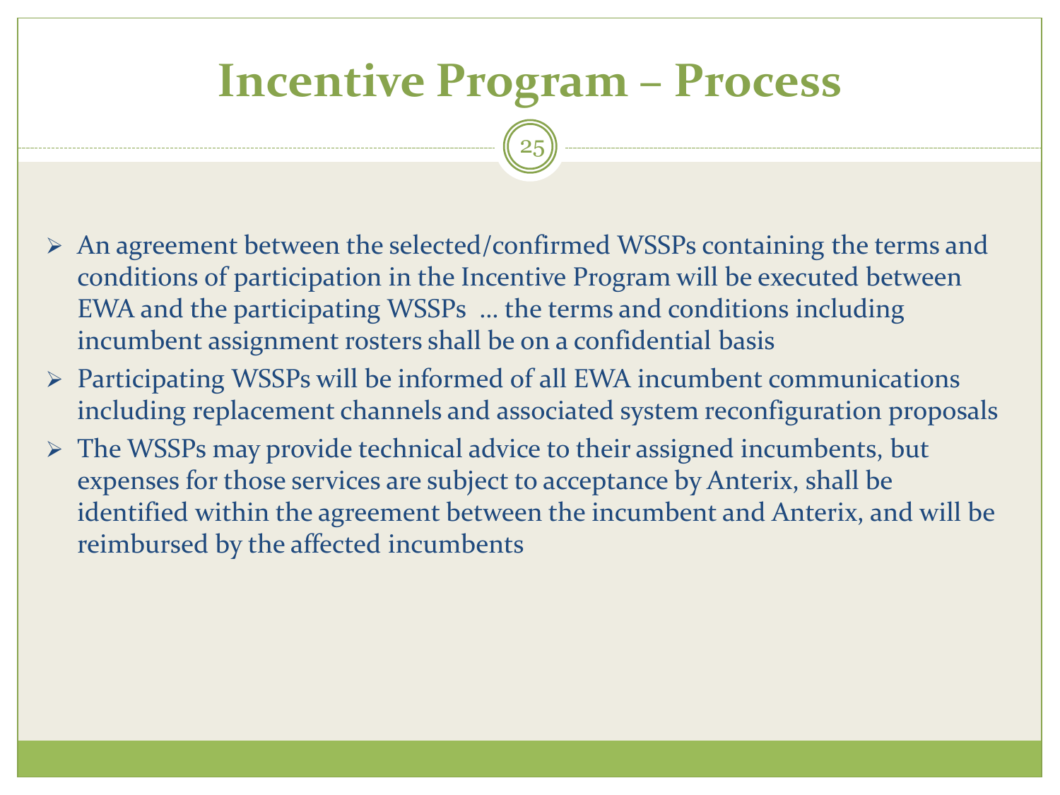# Incentive Program – Process

- An agreement between the selected/confirmed WSSPs containing the terms and conditions of participation in the Incentive Program will be executed between EWA and the participating WSSPs … the terms and conditions including incumbent assignment rosters shall be on a confidential basis
- Participating WSSPs will be informed of all EWA incumbent communications including replacement channels and associated system reconfiguration proposals
- The WSSPs may provide technical advice to their assigned incumbents, but expenses for those services are subject to acceptance by Anterix, shall be identified within the agreement between the incumbent and Anterix, and will be reimbursed by the affected incumbents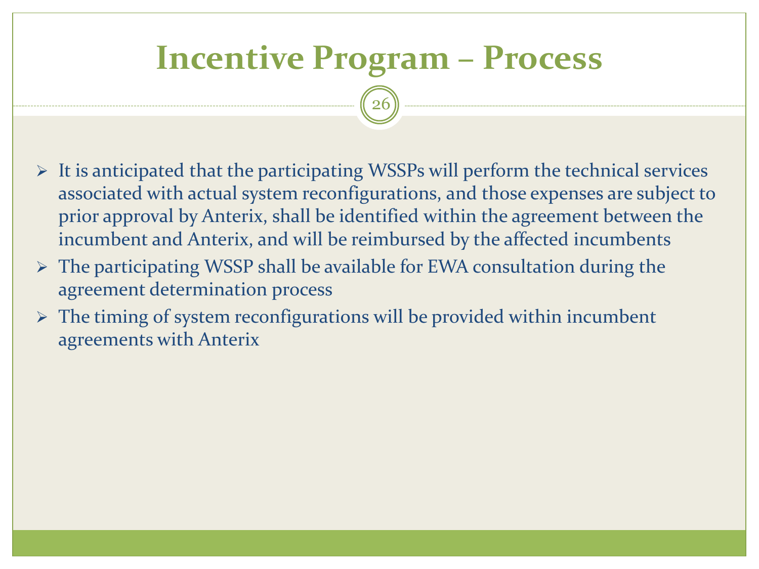# Incentive Program – Process

- It is anticipated that the participating WSSPs will perform the technical services associated with actual system reconfigurations, and those expenses are subject to prior approval by Anterix, shall be identified within the agreement between the incumbent and Anterix, and will be reimbursed by the affected incumbents
- The participating WSSP shall be available for EWA consultation during the agreement determination process
- The timing of system reconfigurations will be provided within incumbent agreements with Anterix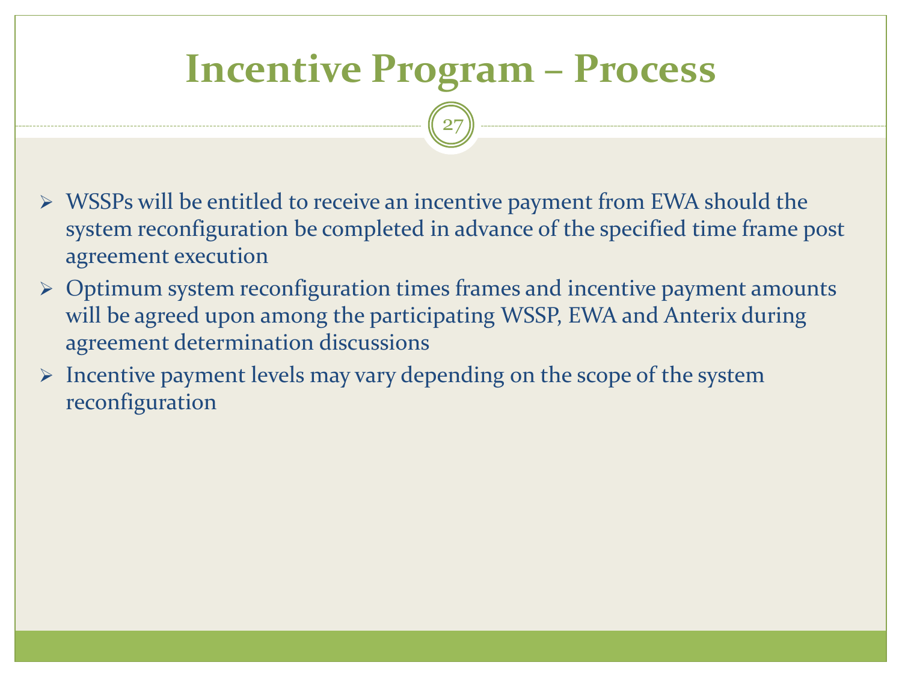# Incentive Program – Process

- WSSPs will be entitled to receive an incentive payment from EWA should the system reconfiguration be completed in advance of the specified time frame post agreement execution
- Optimum system reconfiguration times frames and incentive payment amounts will be agreed upon among the participating WSSP, EWA and Anterix during agreement determination discussions
- Incentive payment levels may vary depending on the scope of the system reconfiguration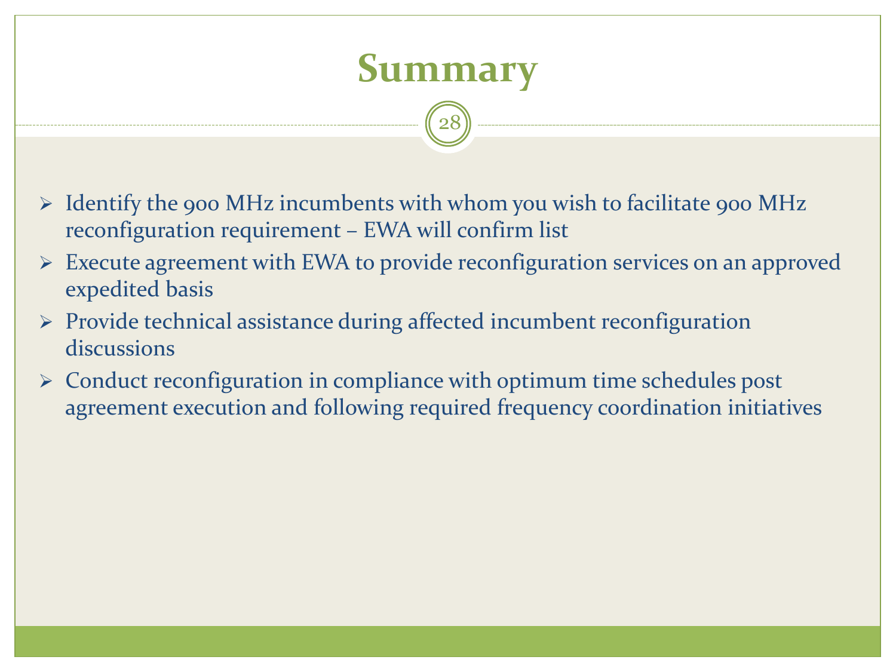# Summary

- Identify the 900 MHz incumbents with whom you wish to facilitate 900 MHz reconfiguration requirement – EWA will confirm list
- Execute agreement with EWA to provide reconfiguration services on an approved expedited basis
- Provide technical assistance during affected incumbent reconfiguration discussions
- Conduct reconfiguration in compliance with optimum time schedules post agreement execution and following required frequency coordination initiatives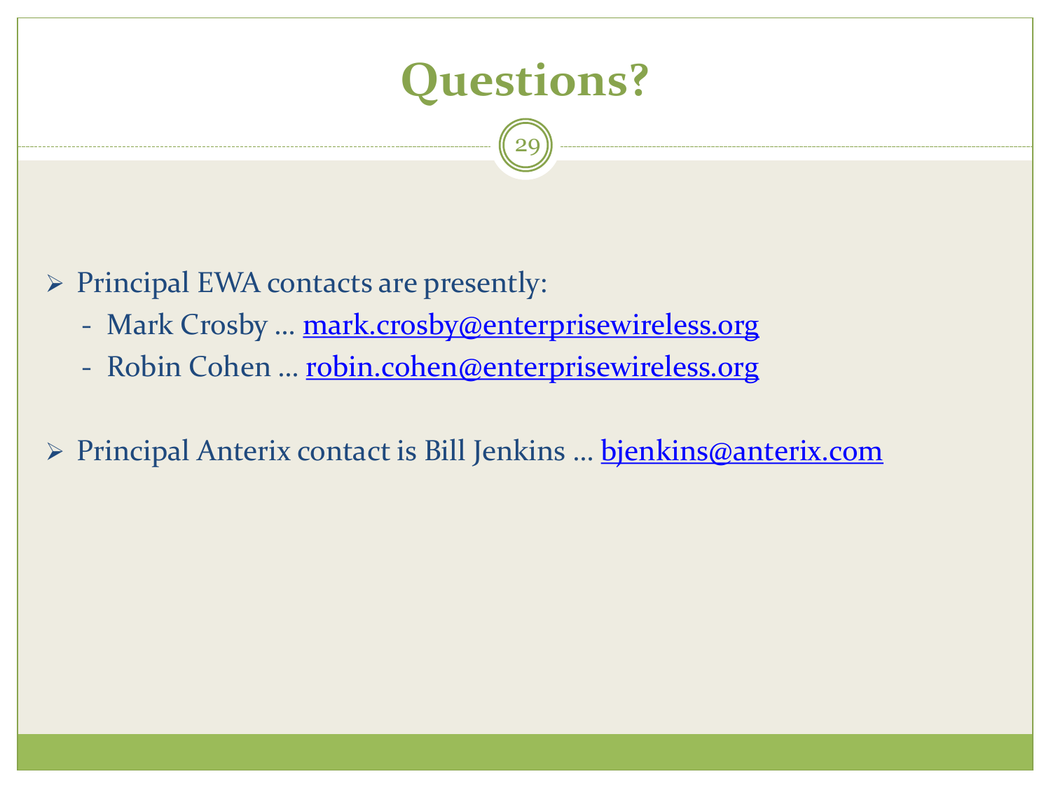# Questions?

- Principal EWA contacts are presently:
  - Mark Crosby … mark.crosby@enterprisewireless.org
  - Robin Cohen … robin.cohen@enterprisewireless.org

- Principal Anterix contact is Bill Jenkins … bjenkins@anterix.com